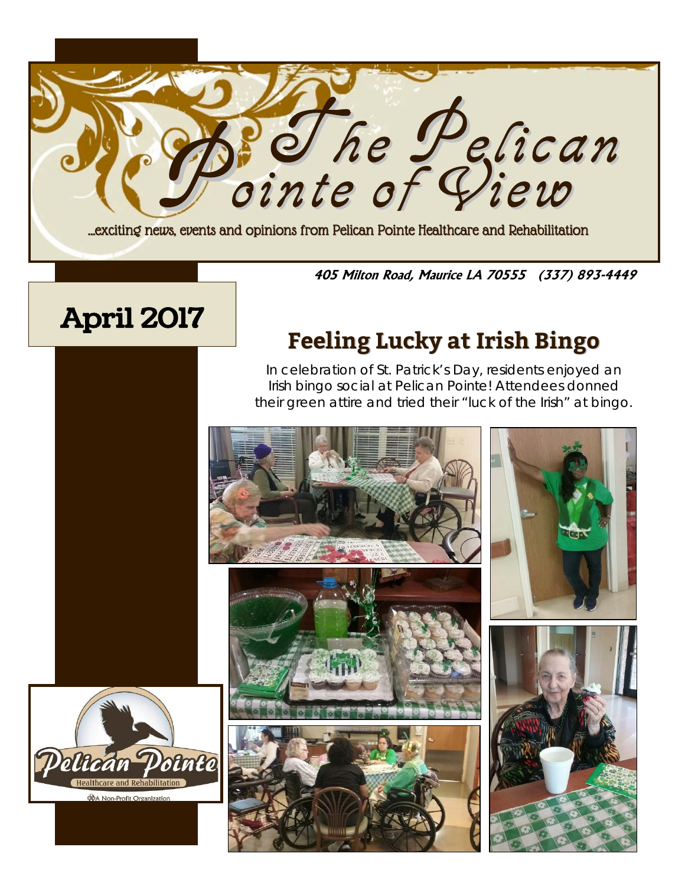# The Pelican Pointe of View

...exciting news, events and opinions from Pelican Pointe Healthcare and Rehabilitation

**405 Milton Road, Maurice LA 70555 (337) 893-4449**

## April 2017

## Feeling Lucky at Irish Bingo

In celebration of St. Patrick's Day, residents enjoyed an Irish bingo social at Pelican Pointe! Attendees donned their green attire and tried their "luck of the Irish" at bingo.

Pelican Pointe Healthcare and Rehabilitation

A Non-Profit Organization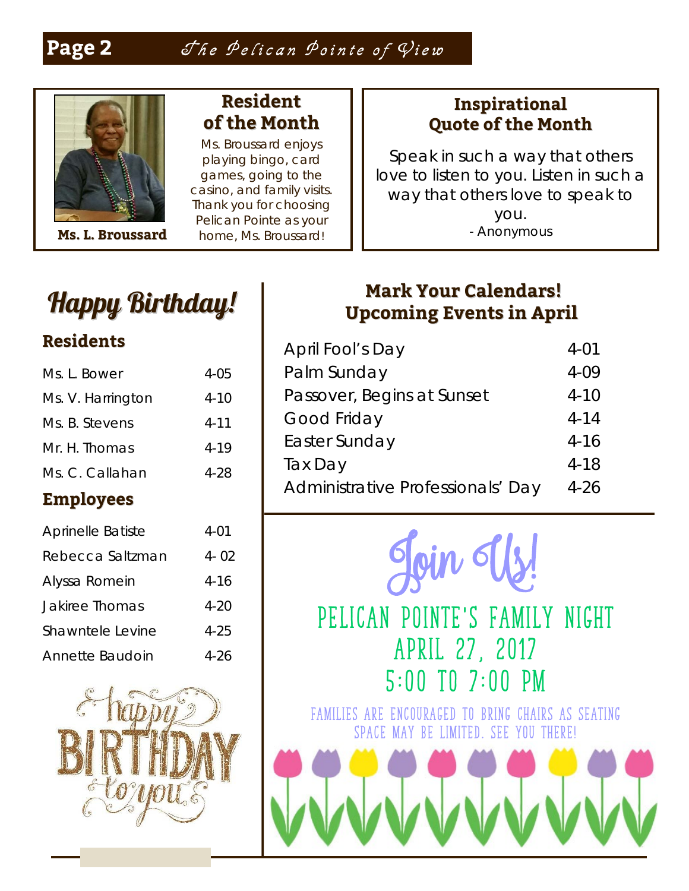## Resident of the Month

Ms. L. Broussard

Ms. Broussard enjoys playing bingo, card games, going to the casino, and family visits. Thank you for choosing Pelican Pointe as your home, Ms. Broussard!

## Inspirational Quote of the Month

Speak in such a way that others love to listen to you. Listen in such a way that others love to speak to you.

- Anonymous

# Happy Birthday!

### Residents

| | |
|---|---|
| Ms. L. Bower | 4-05 |
| Ms. V. Harrington | 4-10 |
| Ms. B. Stevens | 4-11 |
| Mr. H. Thomas | 4-19 |
| Ms. C. Callahan | 4-28 |

### Employees

| | |
|---|---|
| Aprinelle Batiste | 4-01 |
| Rebecca Saltzman | 4- 02 |
| Alyssa Romein | 4-16 |
| Jakiree Thomas | 4-20 |
| Shawntele Levine | 4-25 |
| Annette Baudoin | 4-26 |

## Mark Your Calendars! Upcoming Events in April

| | |
|---|---|
| April Fool's Day | 4-01 |
| Palm Sunday | 4-09 |
| Passover, Begins at Sunset | 4-10 |
| Good Friday | 4-14 |
| Easter Sunday | 4-16 |
| Tax Day | 4-18 |
| Administrative Professionals' Day | 4-26 |

# Join Us!

## PELICAN POINTE'S FAMILY NIGHT
## APRIL 27, 2017
## 5:00 TO 7:00 PM

FAMILIES ARE ENCOURAGED TO BRING CHAIRS AS SEATING SPACE MAY BE LIMITED. SEE YOU THERE!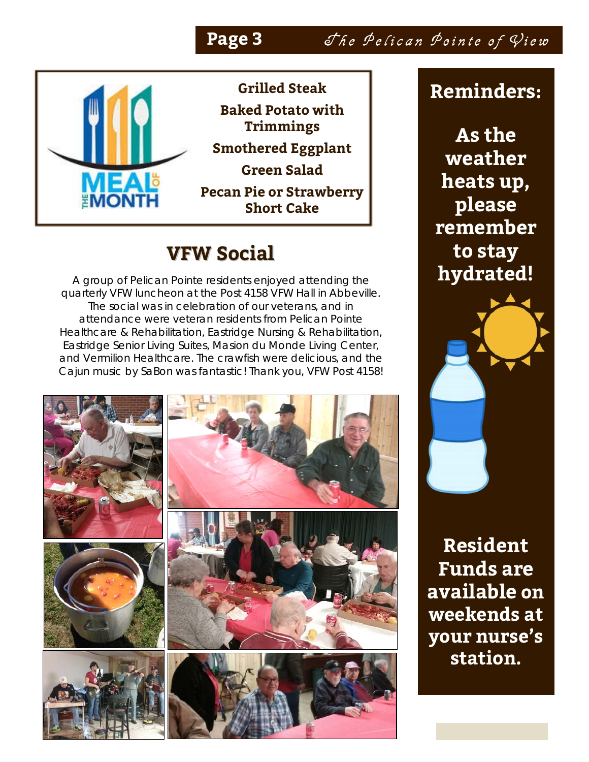## Meal of the Month

**Grilled Steak**

**Baked Potato with Trimmings**

**Smothered Eggplant**

**Green Salad**

**Pecan Pie or Strawberry Short Cake**

## VFW Social

A group of Pelican Pointe residents enjoyed attending the quarterly VFW luncheon at the Post 4158 VFW Hall in Abbeville. The social was in celebration of our veterans, and in attendance were veteran residents from Pelican Pointe Healthcare & Rehabilitation, Eastridge Nursing & Rehabilitation, Eastridge Senior Living Suites, Masion du Monde Living Center, and Vermilion Healthcare. The crawfish were delicious, and the Cajun music by SaBon was fantastic! Thank you, VFW Post 4158!

## Reminders:

**As the weather heats up, please remember to stay hydrated!**

**Resident Funds are available on weekends at your nurse's station.**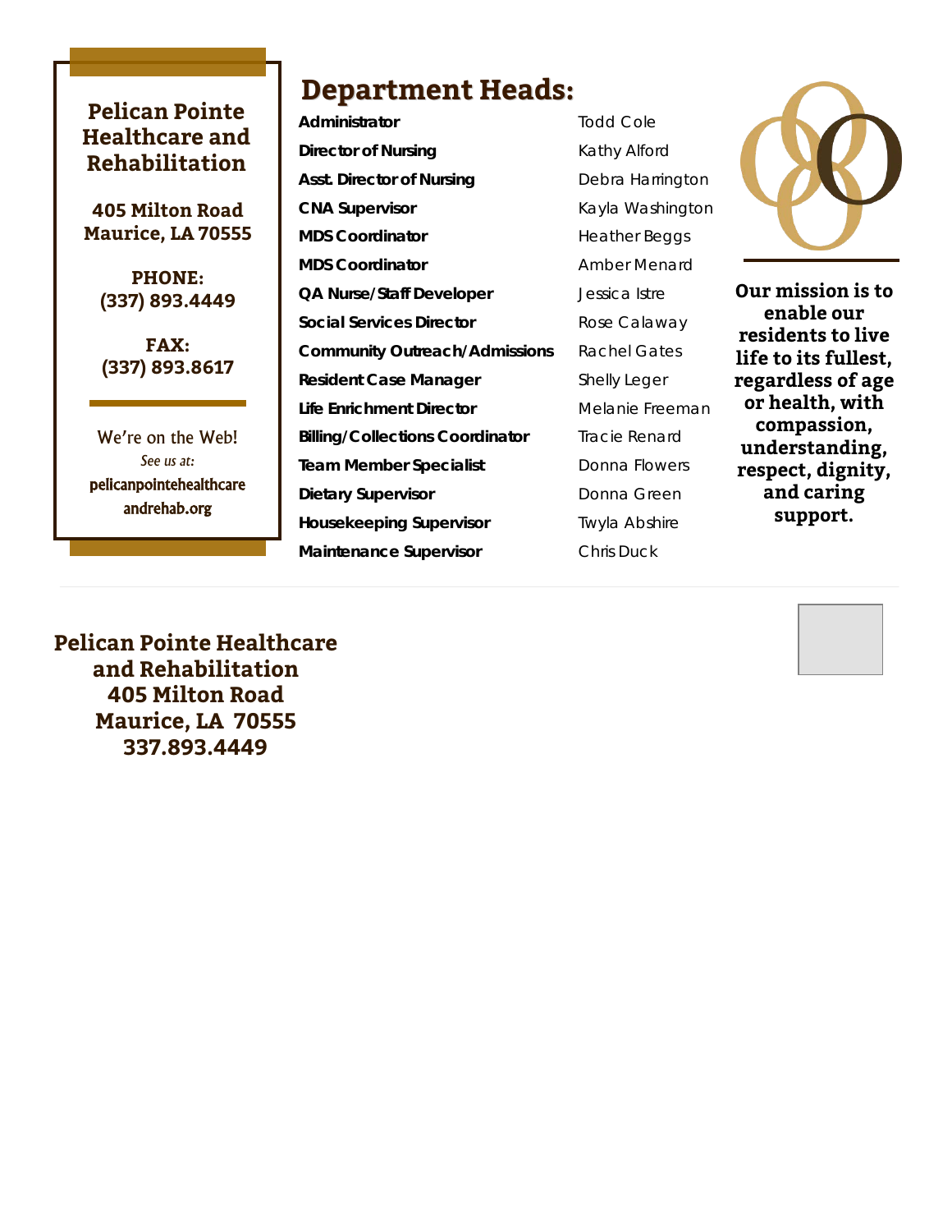**Pelican Pointe Healthcare and Rehabilitation**

**405 Milton Road**
**Maurice, LA 70555**

**PHONE:**
**(337) 893.4449**

**FAX:**
**(337) 893.8617**

We're on the Web!
*See us at:*
pelicanpointehealthcareandrehab.org

## Department Heads:

| | |
|---|---|
| **Administrator** | Todd Cole |
| **Director of Nursing** | Kathy Alford |
| **Asst. Director of Nursing** | Debra Harrington |
| **CNA Supervisor** | Kayla Washington |
| **MDS Coordinator** | Heather Beggs |
| **MDS Coordinator** | Amber Menard |
| **QA Nurse/Staff Developer** | Jessica Istre |
| **Social Services Director** | Rose Calaway |
| **Community Outreach/Admissions** | Rachel Gates |
| **Resident Case Manager** | Shelly Leger |
| **Life Enrichment Director** | Melanie Freeman |
| **Billing/Collections Coordinator** | Tracie Renard |
| **Team Member Specialist** | Donna Flowers |
| **Dietary Supervisor** | Donna Green |
| **Housekeeping Supervisor** | Twyla Abshire |
| **Maintenance Supervisor** | Chris Duck |

**Our mission is to enable our residents to live life to its fullest, regardless of age or health, with compassion, understanding, respect, dignity, and caring support.**

**Pelican Pointe Healthcare and Rehabilitation**
**405 Milton Road**
**Maurice, LA 70555**
**337.893.4449**